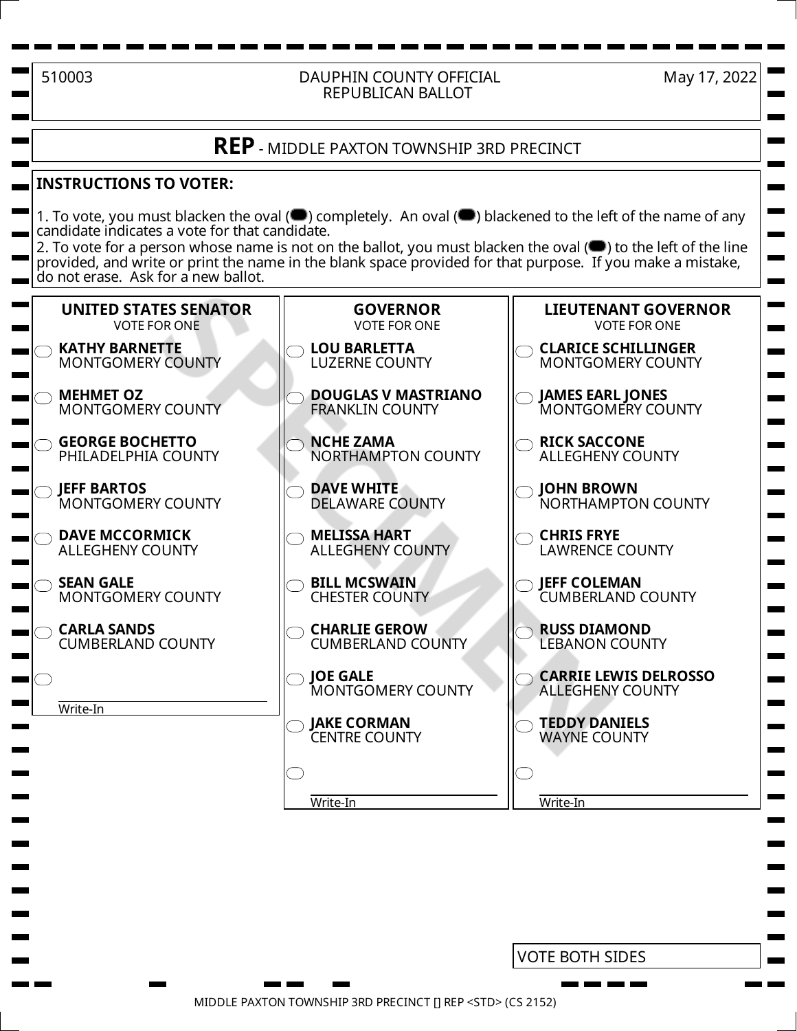510003

DAUPHIN COUNTY OFFICIAL
REPUBLICAN BALLOT

May 17, 2022

# REP - MIDDLE PAXTON TOWNSHIP 3RD PRECINCT

**INSTRUCTIONS TO VOTER:**

1. To vote, you must blacken the oval (⬬) completely. An oval (⬬) blackened to the left of the name of any candidate indicates a vote for that candidate.
2. To vote for a person whose name is not on the ballot, you must blacken the oval (⬬) to the left of the line provided, and write or print the name in the blank space provided for that purpose. If you make a mistake, do not erase. Ask for a new ballot.

## UNITED STATES SENATOR
VOTE FOR ONE

- **KATHY BARNETTE** MONTGOMERY COUNTY
- **MEHMET OZ** MONTGOMERY COUNTY
- **GEORGE BOCHETTO** PHILADELPHIA COUNTY
- **JEFF BARTOS** MONTGOMERY COUNTY
- **DAVE MCCORMICK** ALLEGHENY COUNTY
- **SEAN GALE** MONTGOMERY COUNTY
- **CARLA SANDS** CUMBERLAND COUNTY
- Write-In

## GOVERNOR
VOTE FOR ONE

- **LOU BARLETTA** LUZERNE COUNTY
- **DOUGLAS V MASTRIANO** FRANKLIN COUNTY
- **NCHE ZAMA** NORTHAMPTON COUNTY
- **DAVE WHITE** DELAWARE COUNTY
- **MELISSA HART** ALLEGHENY COUNTY
- **BILL MCSWAIN** CHESTER COUNTY
- **CHARLIE GEROW** CUMBERLAND COUNTY
- **JOE GALE** MONTGOMERY COUNTY
- **JAKE CORMAN** CENTRE COUNTY
- Write-In

## LIEUTENANT GOVERNOR
VOTE FOR ONE

- **CLARICE SCHILLINGER** MONTGOMERY COUNTY
- **JAMES EARL JONES** MONTGOMERY COUNTY
- **RICK SACCONE** ALLEGHENY COUNTY
- **JOHN BROWN** NORTHAMPTON COUNTY
- **CHRIS FRYE** LAWRENCE COUNTY
- **JEFF COLEMAN** CUMBERLAND COUNTY
- **RUSS DIAMOND** LEBANON COUNTY
- **CARRIE LEWIS DELROSSO** ALLEGHENY COUNTY
- **TEDDY DANIELS** WAYNE COUNTY
- Write-In

VOTE BOTH SIDES

MIDDLE PAXTON TOWNSHIP 3RD PRECINCT [] REP <STD> (CS 2152)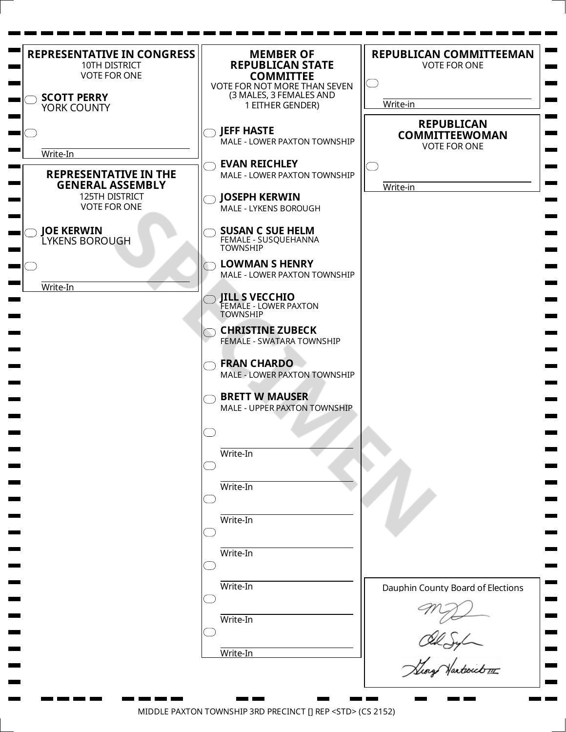## REPRESENTATIVE IN CONGRESS

10TH DISTRICT
VOTE FOR ONE

- **SCOTT PERRY**
  YORK COUNTY
- Write-In

## REPRESENTATIVE IN THE GENERAL ASSEMBLY

125TH DISTRICT
VOTE FOR ONE

- **JOE KERWIN**
  LYKENS BOROUGH
- Write-In

## MEMBER OF REPUBLICAN STATE COMMITTEE

VOTE FOR NOT MORE THAN SEVEN
(3 MALES, 3 FEMALES AND 1 EITHER GENDER)

- **JEFF HASTE**
  MALE - LOWER PAXTON TOWNSHIP
- **EVAN REICHLEY**
  MALE - LOWER PAXTON TOWNSHIP
- **JOSEPH KERWIN**
  MALE - LYKENS BOROUGH
- **SUSAN C SUE HELM**
  FEMALE - SUSQUEHANNA TOWNSHIP
- **LOWMAN S HENRY**
  MALE - LOWER PAXTON TOWNSHIP
- **JILL S VECCHIO**
  FEMALE - LOWER PAXTON TOWNSHIP
- **CHRISTINE ZUBECK**
  FEMALE - SWATARA TOWNSHIP
- **FRAN CHARDO**
  MALE - LOWER PAXTON TOWNSHIP
- **BRETT W MAUSER**
  MALE - UPPER PAXTON TOWNSHIP
- Write-In
- Write-In
- Write-In
- Write-In
- Write-In
- Write-In
- Write-In

## REPUBLICAN COMMITTEEMAN

VOTE FOR ONE

- Write-in

## REPUBLICAN COMMITTEEWOMAN

VOTE FOR ONE

- Write-in

Dauphin County Board of Elections

SPECIMEN

MIDDLE PAXTON TOWNSHIP 3RD PRECINCT [] REP <STD> (CS 2152)